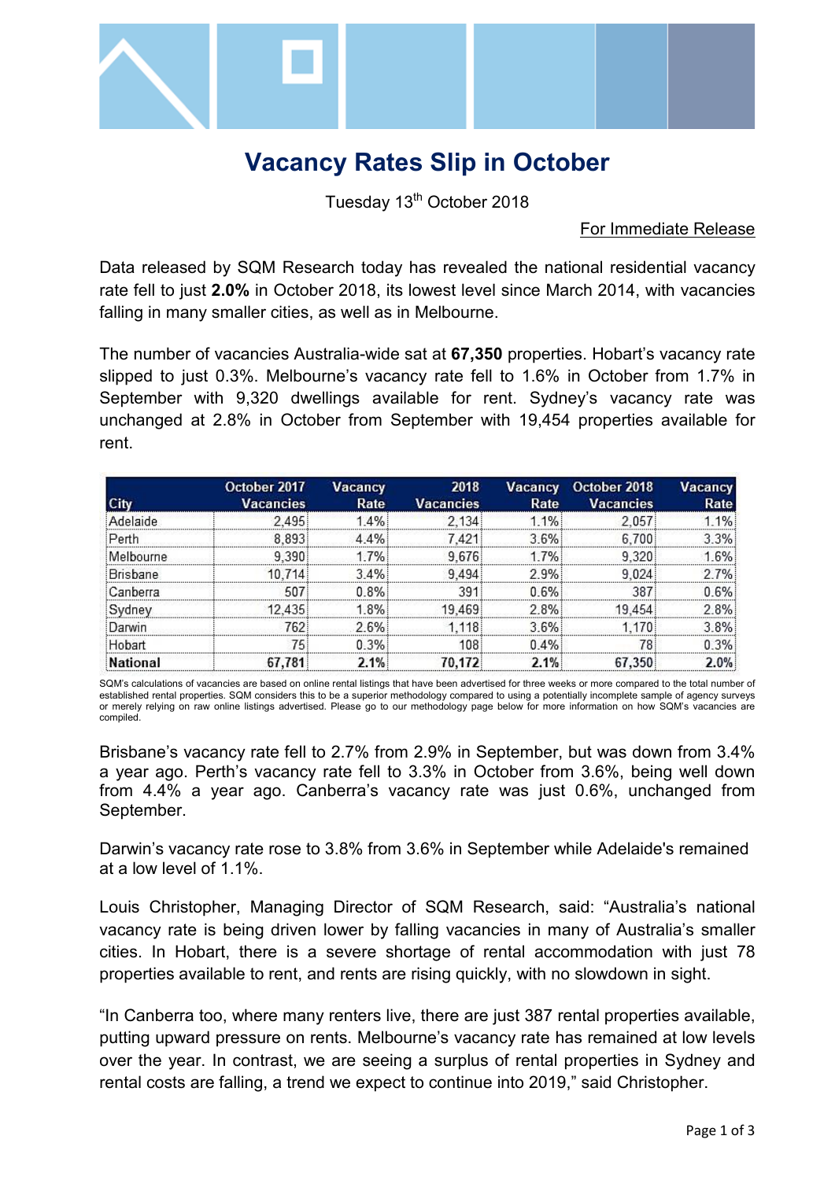# Vacancy Rates Slip in October

Tuesday 13th October 2018

For Immediate Release

Data released by SQM Research today has revealed the national residential vacancy rate fell to just **2.0%** in October 2018, its lowest level since March 2014, with vacancies falling in many smaller cities, as well as in Melbourne.

The number of vacancies Australia-wide sat at **67,350** properties. Hobart's vacancy rate slipped to just 0.3%. Melbourne's vacancy rate fell to 1.6% in October from 1.7% in September with 9,320 dwellings available for rent. Sydney's vacancy rate was unchanged at 2.8% in October from September with 19,454 properties available for rent.

| City | October 2017 Vacancies | Vacancy Rate | 2018 Vacancies | Vacancy Rate | October 2018 Vacancies | Vacancy Rate |
|---|---|---|---|---|---|---|
| Adelaide | 2,495 | 1.4% | 2,134 | 1.1% | 2,057 | 1.1% |
| Perth | 8,893 | 4.4% | 7,421 | 3.6% | 6,700 | 3.3% |
| Melbourne | 9,390 | 1.7% | 9,676 | 1.7% | 9,320 | 1.6% |
| Brisbane | 10,714 | 3.4% | 9,494 | 2.9% | 9,024 | 2.7% |
| Canberra | 507 | 0.8% | 391 | 0.6% | 387 | 0.6% |
| Sydney | 12,435 | 1.8% | 19,469 | 2.8% | 19,454 | 2.8% |
| Darwin | 762 | 2.6% | 1,118 | 3.6% | 1,170 | 3.8% |
| Hobart | 75 | 0.3% | 108 | 0.4% | 78 | 0.3% |
| **National** | **67,781** | **2.1%** | **70,172** | **2.1%** | **67,350** | **2.0%** |

SQM's calculations of vacancies are based on online rental listings that have been advertised for three weeks or more compared to the total number of established rental properties. SQM considers this to be a superior methodology compared to using a potentially incomplete sample of agency surveys or merely relying on raw online listings advertised. Please go to our methodology page below for more information on how SQM's vacancies are compiled.

Brisbane's vacancy rate fell to 2.7% from 2.9% in September, but was down from 3.4% a year ago. Perth's vacancy rate fell to 3.3% in October from 3.6%, being well down from 4.4% a year ago. Canberra's vacancy rate was just 0.6%, unchanged from September.

Darwin's vacancy rate rose to 3.8% from 3.6% in September while Adelaide's remained at a low level of 1.1%.

Louis Christopher, Managing Director of SQM Research, said: "Australia's national vacancy rate is being driven lower by falling vacancies in many of Australia's smaller cities. In Hobart, there is a severe shortage of rental accommodation with just 78 properties available to rent, and rents are rising quickly, with no slowdown in sight.

"In Canberra too, where many renters live, there are just 387 rental properties available, putting upward pressure on rents. Melbourne's vacancy rate has remained at low levels over the year. In contrast, we are seeing a surplus of rental properties in Sydney and rental costs are falling, a trend we expect to continue into 2019," said Christopher.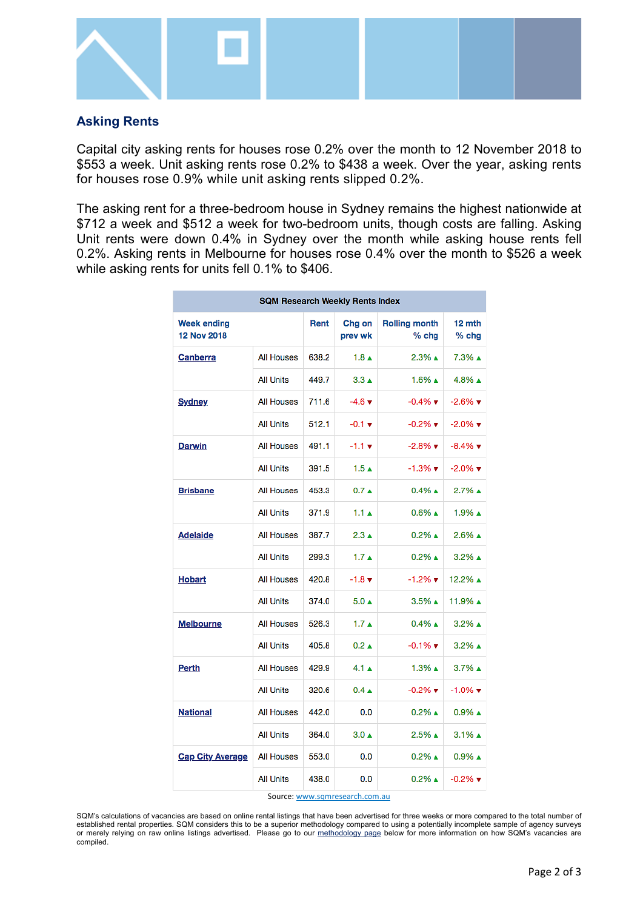## Asking Rents

Capital city asking rents for houses rose 0.2% over the month to 12 November 2018 to $553 a week. Unit asking rents rose 0.2% to $438 a week. Over the year, asking rents for houses rose 0.9% while unit asking rents slipped 0.2%.

The asking rent for a three-bedroom house in Sydney remains the highest nationwide at $712 a week and $512 a week for two-bedroom units, though costs are falling. Asking Unit rents were down 0.4% in Sydney over the month while asking house rents fell 0.2%. Asking rents in Melbourne for houses rose 0.4% over the month to $526 a week while asking rents for units fell 0.1% to $406.

| SQM Research Weekly Rents Index | | | | | |
|---|---|---|---|---|---|
| Week ending 12 Nov 2018 | | Rent | Chg on prev wk | Rolling month % chg | 12 mth % chg |
| Canberra | All Houses | 638.2 | 1.8 ▲ | 2.3% ▲ | 7.3% ▲ |
| | All Units | 449.7 | 3.3 ▲ | 1.6% ▲ | 4.8% ▲ |
| Sydney | All Houses | 711.6 | -4.6 ▼ | -0.4% ▼ | -2.6% ▼ |
| | All Units | 512.1 | -0.1 ▼ | -0.2% ▼ | -2.0% ▼ |
| Darwin | All Houses | 491.1 | -1.1 ▼ | -2.8% ▼ | -8.4% ▼ |
| | All Units | 391.5 | 1.5 ▲ | -1.3% ▼ | -2.0% ▼ |
| Brisbane | All Houses | 453.3 | 0.7 ▲ | 0.4% ▲ | 2.7% ▲ |
| | All Units | 371.9 | 1.1 ▲ | 0.6% ▲ | 1.9% ▲ |
| Adelaide | All Houses | 387.7 | 2.3 ▲ | 0.2% ▲ | 2.6% ▲ |
| | All Units | 299.3 | 1.7 ▲ | 0.2% ▲ | 3.2% ▲ |
| Hobart | All Houses | 420.8 | -1.8 ▼ | -1.2% ▼ | 12.2% ▲ |
| | All Units | 374.0 | 5.0 ▲ | 3.5% ▲ | 11.9% ▲ |
| Melbourne | All Houses | 526.3 | 1.7 ▲ | 0.4% ▲ | 3.2% ▲ |
| | All Units | 405.8 | 0.2 ▲ | -0.1% ▼ | 3.2% ▲ |
| Perth | All Houses | 429.9 | 4.1 ▲ | 1.3% ▲ | 3.7% ▲ |
| | All Units | 320.6 | 0.4 ▲ | -0.2% ▼ | -1.0% ▼ |
| National | All Houses | 442.0 | 0.0 | 0.2% ▲ | 0.9% ▲ |
| | All Units | 364.0 | 3.0 ▲ | 2.5% ▲ | 3.1% ▲ |
| Cap City Average | All Houses | 553.0 | 0.0 | 0.2% ▲ | 0.9% ▲ |
| | All Units | 438.0 | 0.0 | 0.2% ▲ | -0.2% ▼ |

Source: www.sqmresearch.com.au

SQM's calculations of vacancies are based on online rental listings that have been advertised for three weeks or more compared to the total number of established rental properties. SQM considers this to be a superior methodology compared to using a potentially incomplete sample of agency surveys or merely relying on raw online listings advertised. Please go to our methodology page below for more information on how SQM's vacancies are compiled.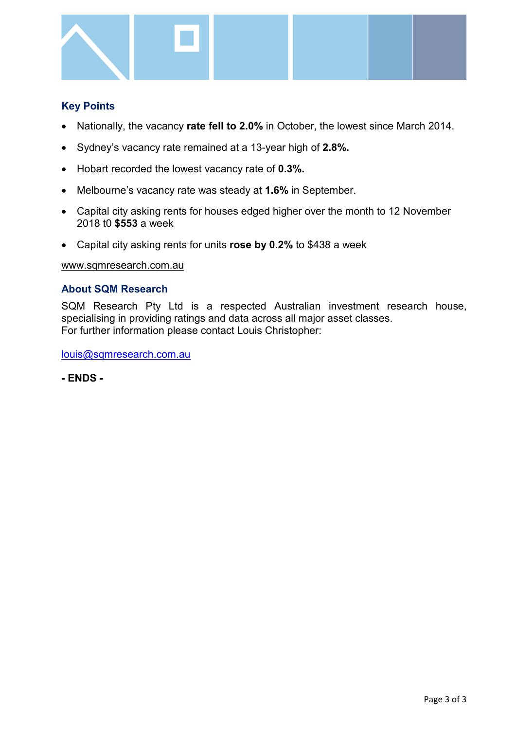## Key Points

- Nationally, the vacancy **rate fell to 2.0%** in October, the lowest since March 2014.
- Sydney's vacancy rate remained at a 13-year high of **2.8%.**
- Hobart recorded the lowest vacancy rate of **0.3%.**
- Melbourne's vacancy rate was steady at **1.6%** in September.
- Capital city asking rents for houses edged higher over the month to 12 November 2018 t0 **$553** a week
- Capital city asking rents for units **rose by 0.2%** to $438 a week

www.sqmresearch.com.au

## About SQM Research

SQM Research Pty Ltd is a respected Australian investment research house, specialising in providing ratings and data across all major asset classes.
For further information please contact Louis Christopher:

louis@sqmresearch.com.au

**- ENDS -**